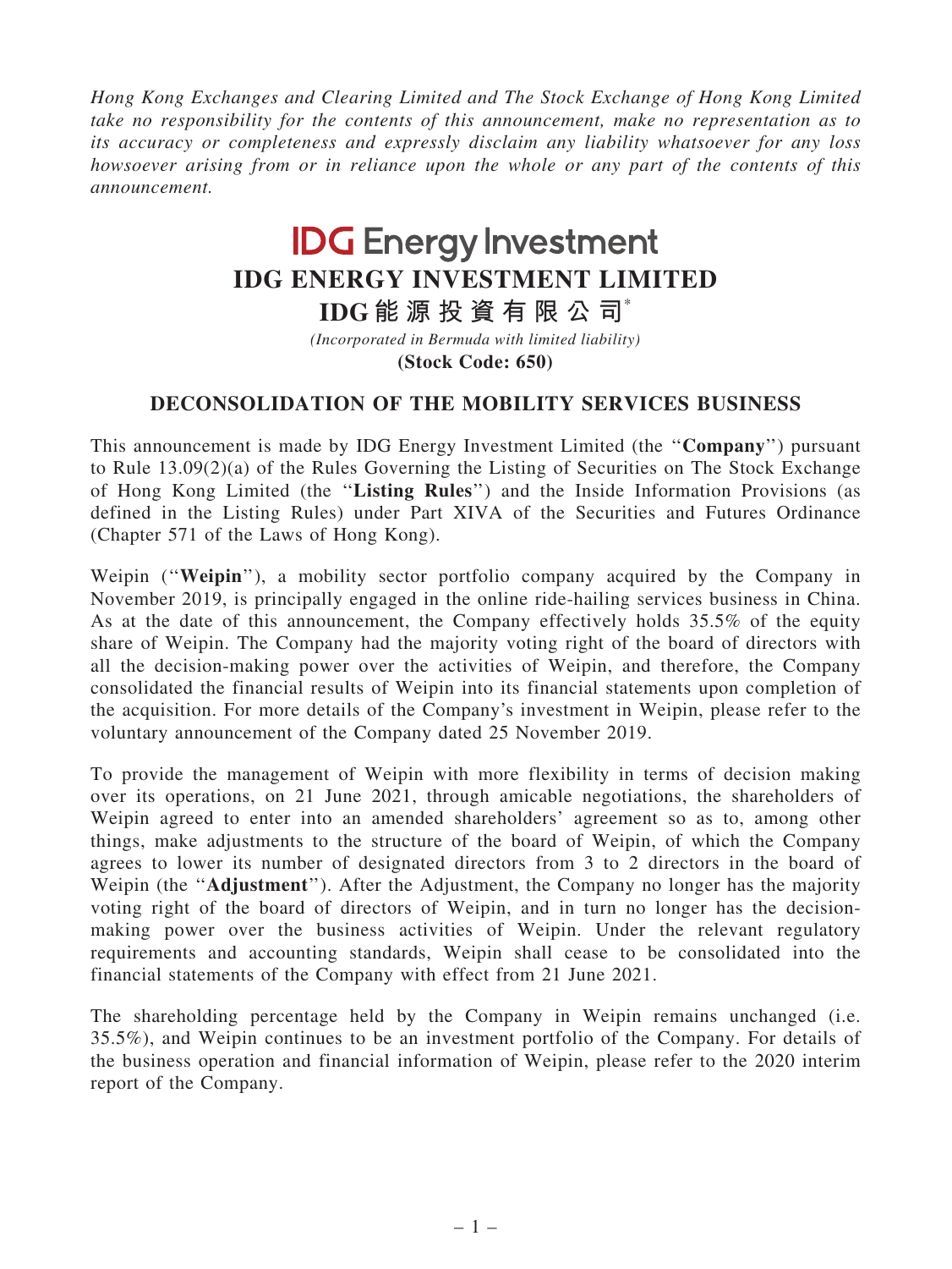*Hong Kong Exchanges and Clearing Limited and The Stock Exchange of Hong Kong Limited take no responsibility for the contents of this announcement, make no representation as to its accuracy or completeness and expressly disclaim any liability whatsoever for any loss howsoever arising from or in reliance upon the whole or any part of the contents of this announcement.*

# IDG Energy Investment

# IDG ENERGY INVESTMENT LIMITED

# IDG能源投資有限公司*

*(Incorporated in Bermuda with limited liability)*

**(Stock Code: 650)**

## DECONSOLIDATION OF THE MOBILITY SERVICES BUSINESS

This announcement is made by IDG Energy Investment Limited (the "**Company**") pursuant to Rule 13.09(2)(a) of the Rules Governing the Listing of Securities on The Stock Exchange of Hong Kong Limited (the "**Listing Rules**") and the Inside Information Provisions (as defined in the Listing Rules) under Part XIVA of the Securities and Futures Ordinance (Chapter 571 of the Laws of Hong Kong).

Weipin ("**Weipin**"), a mobility sector portfolio company acquired by the Company in November 2019, is principally engaged in the online ride-hailing services business in China. As at the date of this announcement, the Company effectively holds 35.5% of the equity share of Weipin. The Company had the majority voting right of the board of directors with all the decision-making power over the activities of Weipin, and therefore, the Company consolidated the financial results of Weipin into its financial statements upon completion of the acquisition. For more details of the Company's investment in Weipin, please refer to the voluntary announcement of the Company dated 25 November 2019.

To provide the management of Weipin with more flexibility in terms of decision making over its operations, on 21 June 2021, through amicable negotiations, the shareholders of Weipin agreed to enter into an amended shareholders' agreement so as to, among other things, make adjustments to the structure of the board of Weipin, of which the Company agrees to lower its number of designated directors from 3 to 2 directors in the board of Weipin (the "**Adjustment**"). After the Adjustment, the Company no longer has the majority voting right of the board of directors of Weipin, and in turn no longer has the decision-making power over the business activities of Weipin. Under the relevant regulatory requirements and accounting standards, Weipin shall cease to be consolidated into the financial statements of the Company with effect from 21 June 2021.

The shareholding percentage held by the Company in Weipin remains unchanged (i.e. 35.5%), and Weipin continues to be an investment portfolio of the Company. For details of the business operation and financial information of Weipin, please refer to the 2020 interim report of the Company.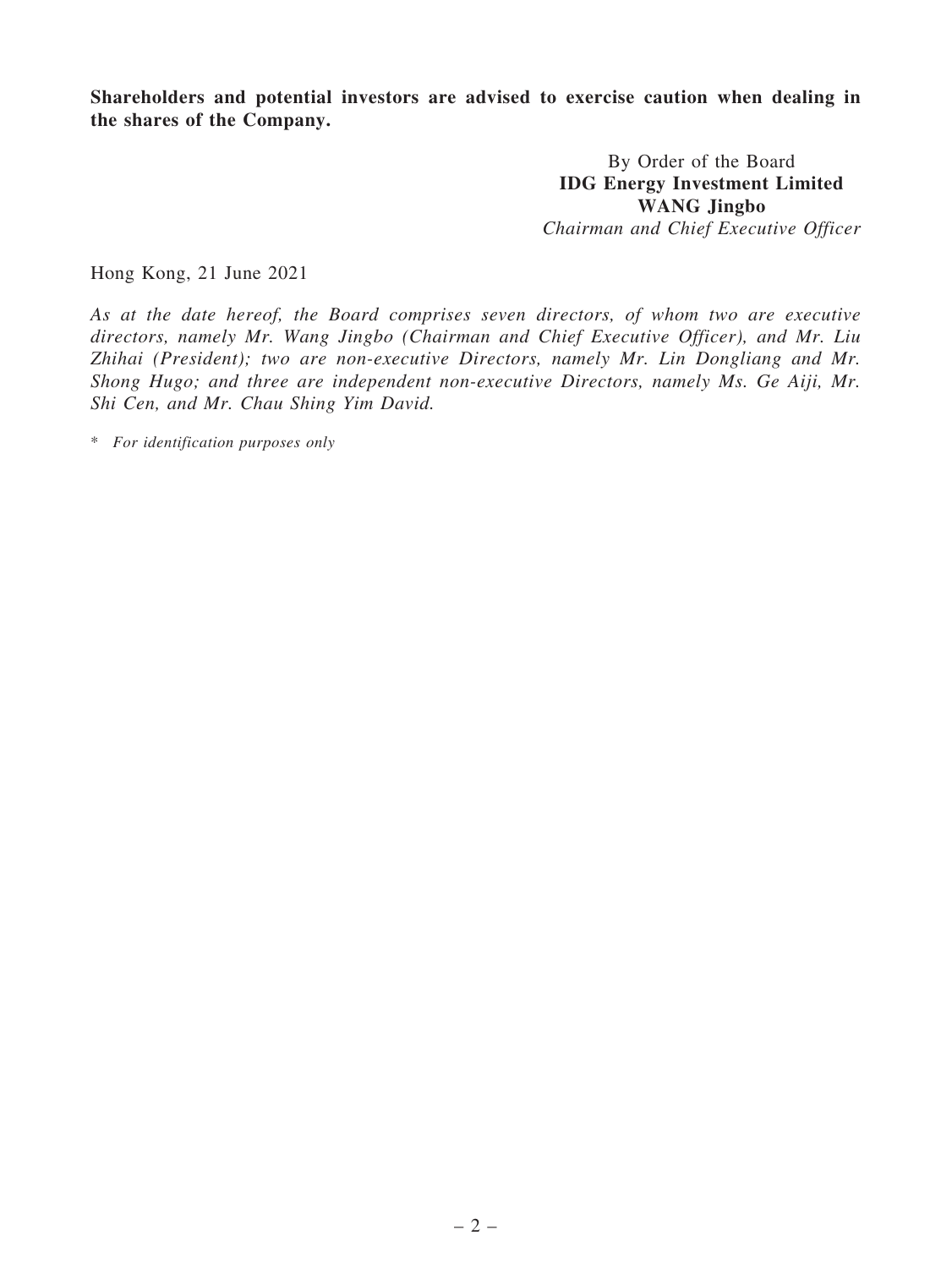**Shareholders and potential investors are advised to exercise caution when dealing in the shares of the Company.**

By Order of the Board
**IDG Energy Investment Limited**
**WANG Jingbo**
*Chairman and Chief Executive Officer*

Hong Kong, 21 June 2021

*As at the date hereof, the Board comprises seven directors, of whom two are executive directors, namely Mr. Wang Jingbo (Chairman and Chief Executive Officer), and Mr. Liu Zhihai (President); two are non-executive Directors, namely Mr. Lin Dongliang and Mr. Shong Hugo; and three are independent non-executive Directors, namely Ms. Ge Aiji, Mr. Shi Cen, and Mr. Chau Shing Yim David.*

\* *For identification purposes only*